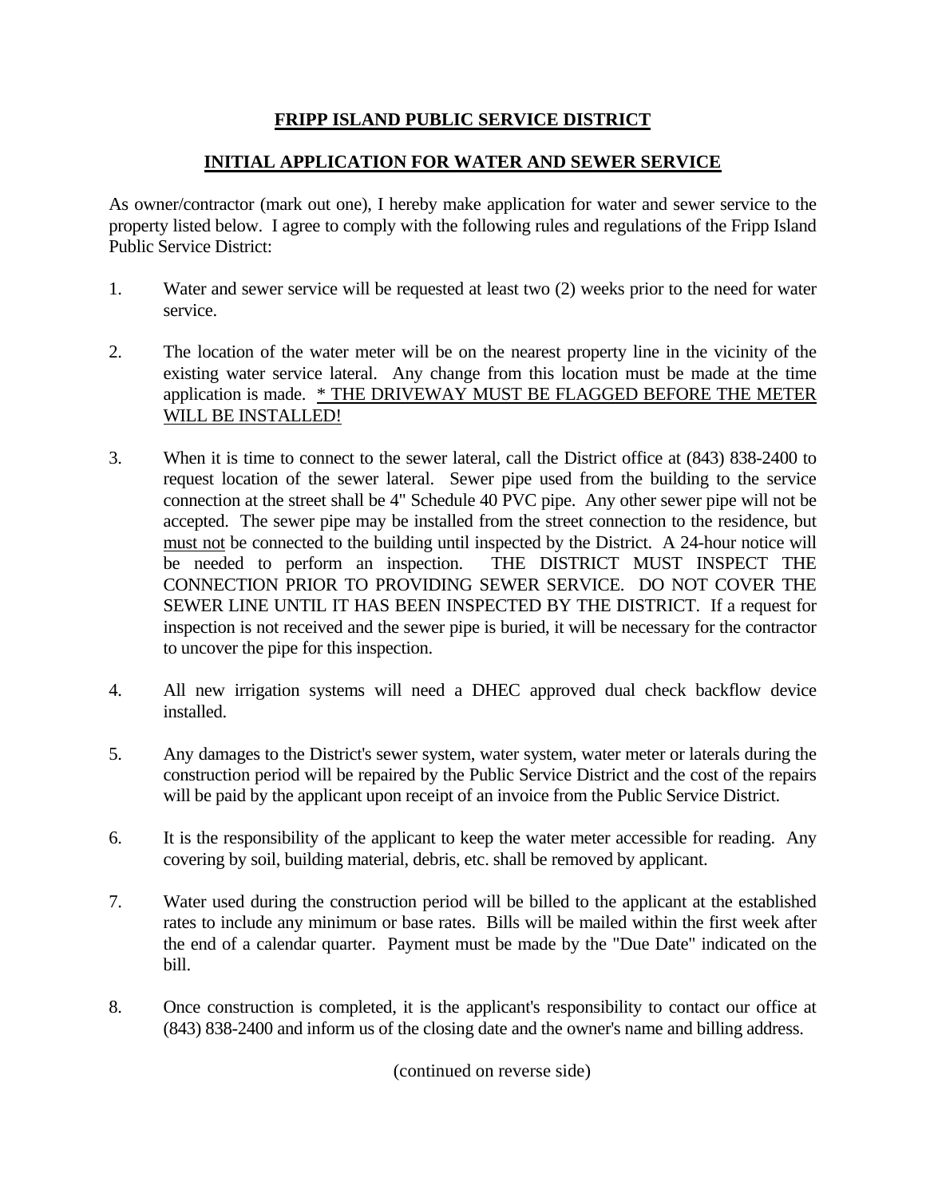**FRIPP ISLAND PUBLIC SERVICE DISTRICT**

**INITIAL APPLICATION FOR WATER AND SEWER SERVICE**

As owner/contractor (mark out one), I hereby make application for water and sewer service to the property listed below. I agree to comply with the following rules and regulations of the Fripp Island Public Service District:

1. Water and sewer service will be requested at least two (2) weeks prior to the need for water service.

2. The location of the water meter will be on the nearest property line in the vicinity of the existing water service lateral. Any change from this location must be made at the time application is made. <u>* THE DRIVEWAY MUST BE FLAGGED BEFORE THE METER WILL BE INSTALLED!</u>

3. When it is time to connect to the sewer lateral, call the District office at (843) 838-2400 to request location of the sewer lateral. Sewer pipe used from the building to the service connection at the street shall be 4" Schedule 40 PVC pipe. Any other sewer pipe will not be accepted. The sewer pipe may be installed from the street connection to the residence, but <u>must not</u> be connected to the building until inspected by the District. A 24-hour notice will be needed to perform an inspection. THE DISTRICT MUST INSPECT THE CONNECTION PRIOR TO PROVIDING SEWER SERVICE. DO NOT COVER THE SEWER LINE UNTIL IT HAS BEEN INSPECTED BY THE DISTRICT. If a request for inspection is not received and the sewer pipe is buried, it will be necessary for the contractor to uncover the pipe for this inspection.

4. All new irrigation systems will need a DHEC approved dual check backflow device installed.

5. Any damages to the District's sewer system, water system, water meter or laterals during the construction period will be repaired by the Public Service District and the cost of the repairs will be paid by the applicant upon receipt of an invoice from the Public Service District.

6. It is the responsibility of the applicant to keep the water meter accessible for reading. Any covering by soil, building material, debris, etc. shall be removed by applicant.

7. Water used during the construction period will be billed to the applicant at the established rates to include any minimum or base rates. Bills will be mailed within the first week after the end of a calendar quarter. Payment must be made by the "Due Date" indicated on the bill.

8. Once construction is completed, it is the applicant's responsibility to contact our office at (843) 838-2400 and inform us of the closing date and the owner's name and billing address.

(continued on reverse side)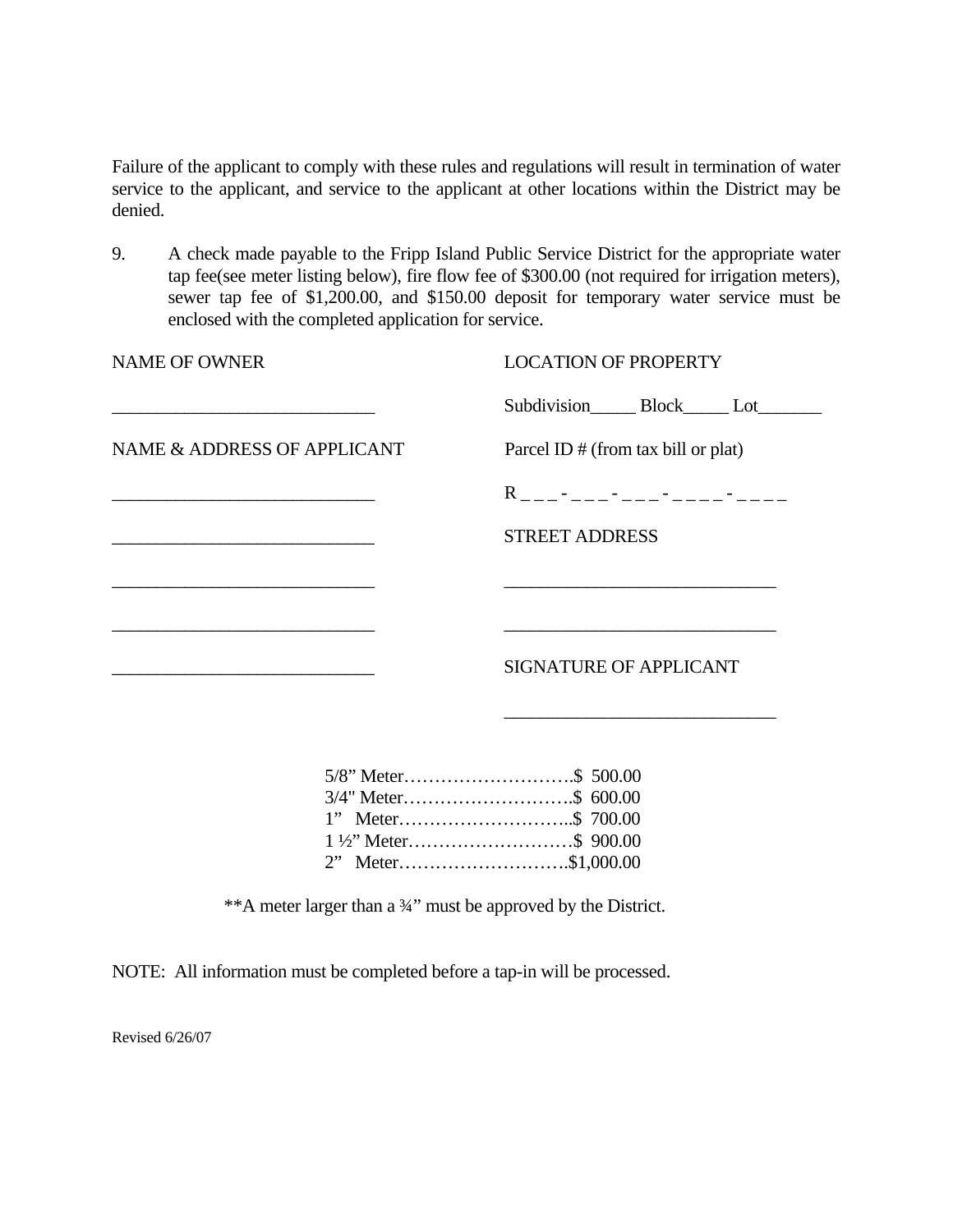Failure of the applicant to comply with these rules and regulations will result in termination of water service to the applicant, and service to the applicant at other locations within the District may be denied.

9. A check made payable to the Fripp Island Public Service District for the appropriate water tap fee(see meter listing below), fire flow fee of $300.00 (not required for irrigation meters), sewer tap fee of $1,200.00, and $150.00 deposit for temporary water service must be enclosed with the completed application for service.

NAME OF OWNER

____________________________

NAME & ADDRESS OF APPLICANT

____________________________

____________________________

____________________________

____________________________

____________________________

LOCATION OF PROPERTY

Subdivision_____ Block_____ Lot_______

Parcel ID # (from tax bill or plat)

R _ _ _ - _ _ _ - _ _ _ - _ _ _ _ - _ _ _ _

STREET ADDRESS

____________________________

____________________________

SIGNATURE OF APPLICANT

____________________________

5/8" Meter……………………….$ 500.00
3/4" Meter……………………….$ 600.00
1" Meter………………………..$ 700.00
1 ½" Meter………………………$ 900.00
2" Meter……………………….$1,000.00

**A meter larger than a ¾" must be approved by the District.

NOTE: All information must be completed before a tap-in will be processed.

Revised 6/26/07